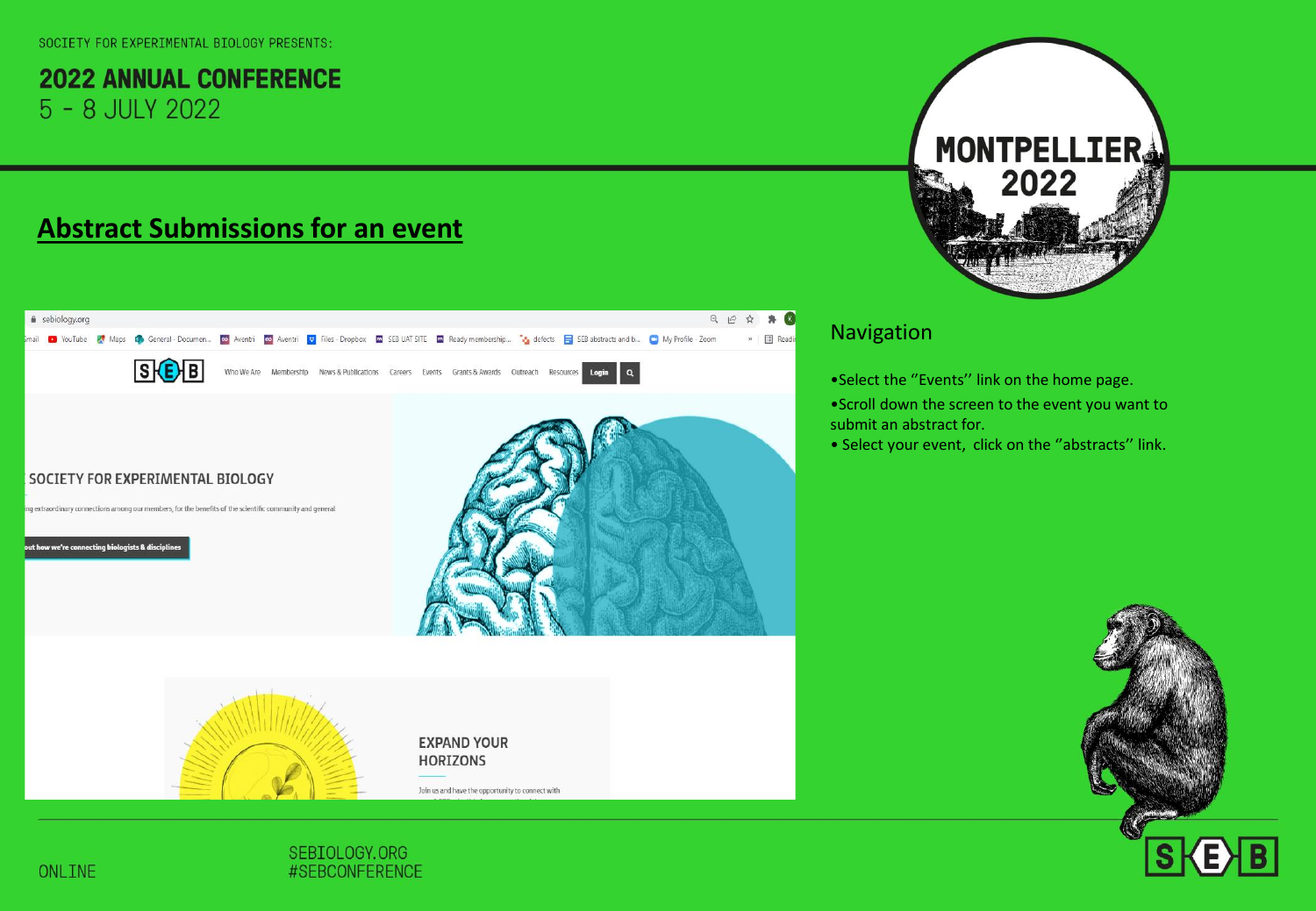SOCIETY FOR EXPERIMENTAL BIOLOGY PRESENTS:

# 2022 ANNUAL CONFERENCE
5 - 8 JULY 2022

MONTPELLIER 2022

## Abstract Submissions for an event

### Navigation

- Select the "Events" link on the home page.
- Scroll down the screen to the event you want to submit an abstract for.
- Select your event, click on the "abstracts" link.

ONLINE

SEBIOLOGY.ORG
#SEBCONFERENCE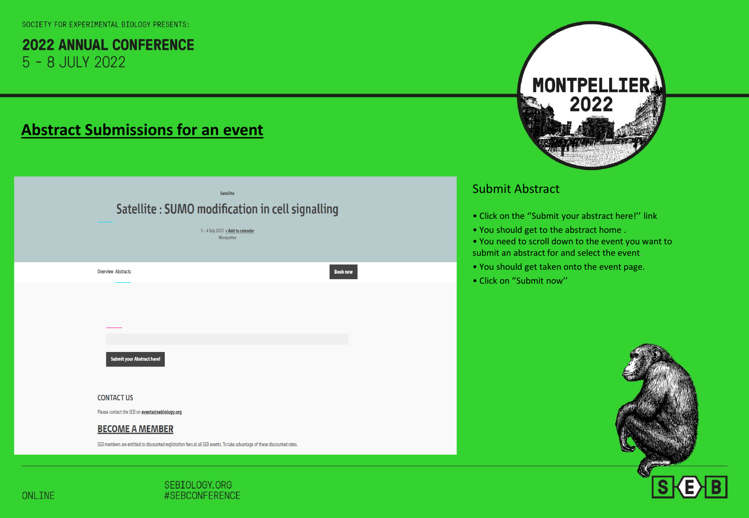SOCIETY FOR EXPERIMENTAL BIOLOGY PRESENTS:

**2022 ANNUAL CONFERENCE**
5 - 8 JULY 2022

# Abstract Submissions for an event

Satellite

Satellite : SUMO modification in cell signalling

3 – 4 July 2022 + Add to calendar
Montpellier

Overview Abstracts

Book now

Submit your Abstract here!

CONTACT US

Please contact the SEB on events@sebiology.org

BECOME A MEMBER

SEB members are entitled to discounted registration fees at all SEB events. To take advantage of these discounted rates.

## Submit Abstract

- Click on the ''Submit your abstract here!'' link
- You should get to the abstract home .
- You need to scroll down to the event you want to submit an abstract for and select the event
- You should get taken onto the event page.
- Click on ''Submit now''

ONLINE

SEBIOLOGY.ORG
#SEBCONFERENCE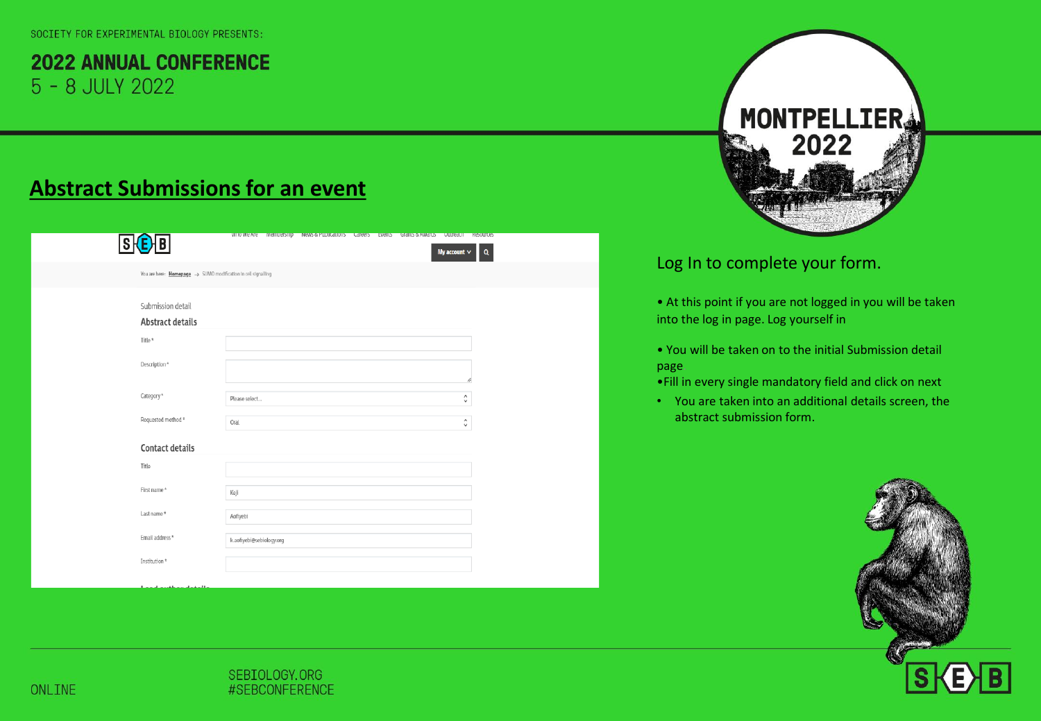SOCIETY FOR EXPERIMENTAL BIOLOGY PRESENTS:

**2022 ANNUAL CONFERENCE**
5 - 8 JULY 2022

## Abstract Submissions for an event

Log In to complete your form.

- At this point if you are not logged in you will be taken into the log in page. Log yourself in
- You will be taken on to the initial Submission detail page
- Fill in every single mandatory field and click on next
- You are taken into an additional details screen, the abstract submission form.

ONLINE

SEBIOLOGY.ORG
#SEBCONFERENCE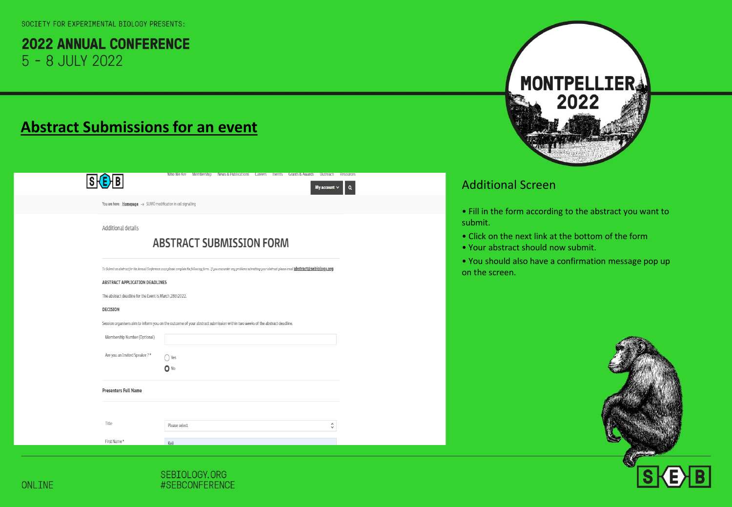SOCIETY FOR EXPERIMENTAL BIOLOGY PRESENTS:

# 2022 ANNUAL CONFERENCE
5 - 8 JULY 2022

MONTPELLIER 2022

## Abstract Submissions for an event

Who We Are Membership News & Publications Careers Events Grants & Awards Outreach Resources

My account

You are here: Homepage → SUMO modification in cell signalling

Additional details

### ABSTRACT SUBMISSION FORM

To Submit an abstract for the Annual Conference 2022 please complete the following form. If you encounter any problems submitting your abstract please email abstract@sebiology.org

**ABSTRACT APPLICATION DEADLINES**

The abstract deadline for the Event is March 28th2022.

**DECISION**

Session organisers aim to inform you on the outcome of your abstract submission within two weeks of the abstract deadline.

Membership Number (Optional)

Are you an Invited Speaker ? *
- Yes
- No

**Presenters Full Name**

Title: Please select

First Name *: Keli

### Additional Screen

- Fill in the form according to the abstract you want to submit.
- Click on the next link at the bottom of the form
- Your abstract should now submit.
- You should also have a confirmation message pop up on the screen.

ONLINE

SEBIOLOGY.ORG
#SEBCONFERENCE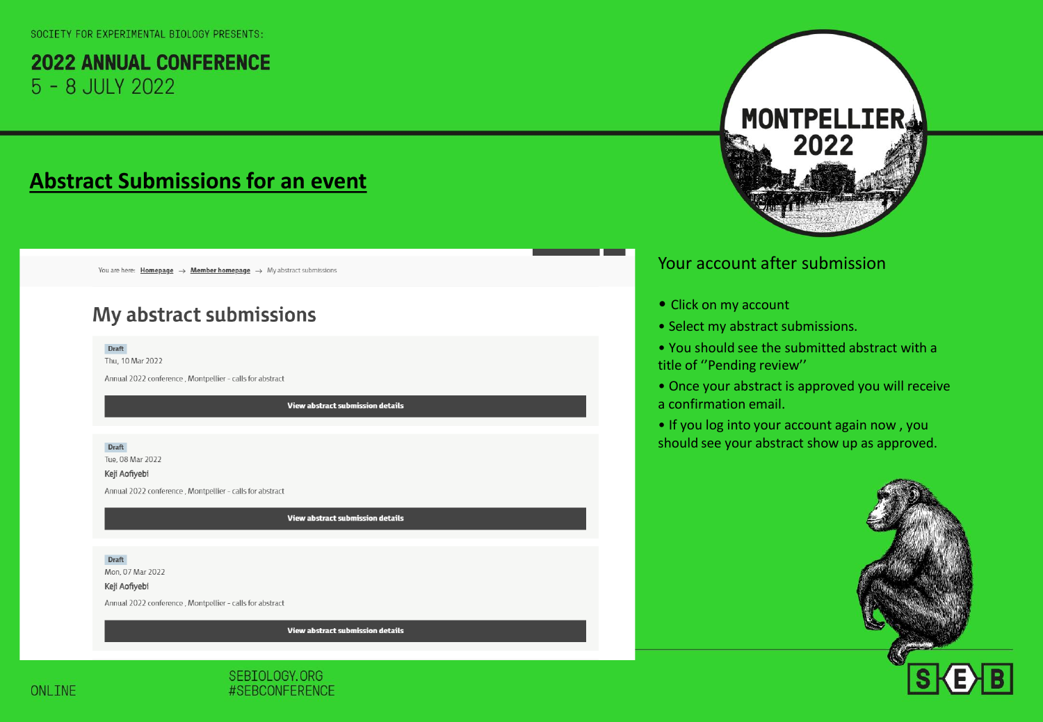SOCIETY FOR EXPERIMENTAL BIOLOGY PRESENTS:

# 2022 ANNUAL CONFERENCE
5 - 8 JULY 2022

MONTPELLIER 2022

## Abstract Submissions for an event

You are here: Homepage → Member homepage → My abstract submissions

### My abstract submissions

Draft
Thu, 10 Mar 2022
Annual 2022 conference , Montpellier - calls for abstract
View abstract submission details

Draft
Tue, 08 Mar 2022
Keji Aofiyebi
Annual 2022 conference , Montpellier - calls for abstract
View abstract submission details

Draft
Mon, 07 Mar 2022
Keji Aofiyebi
Annual 2022 conference , Montpellier - calls for abstract
View abstract submission details

### Your account after submission

- Click on my account
- Select my abstract submissions.
- You should see the submitted abstract with a title of ''Pending review''
- Once your abstract is approved you will receive a confirmation email.
- If you log into your account again now , you should see your abstract show up as approved.

ONLINE

SEBIOLOGY.ORG
#SEBCONFERENCE

SEB